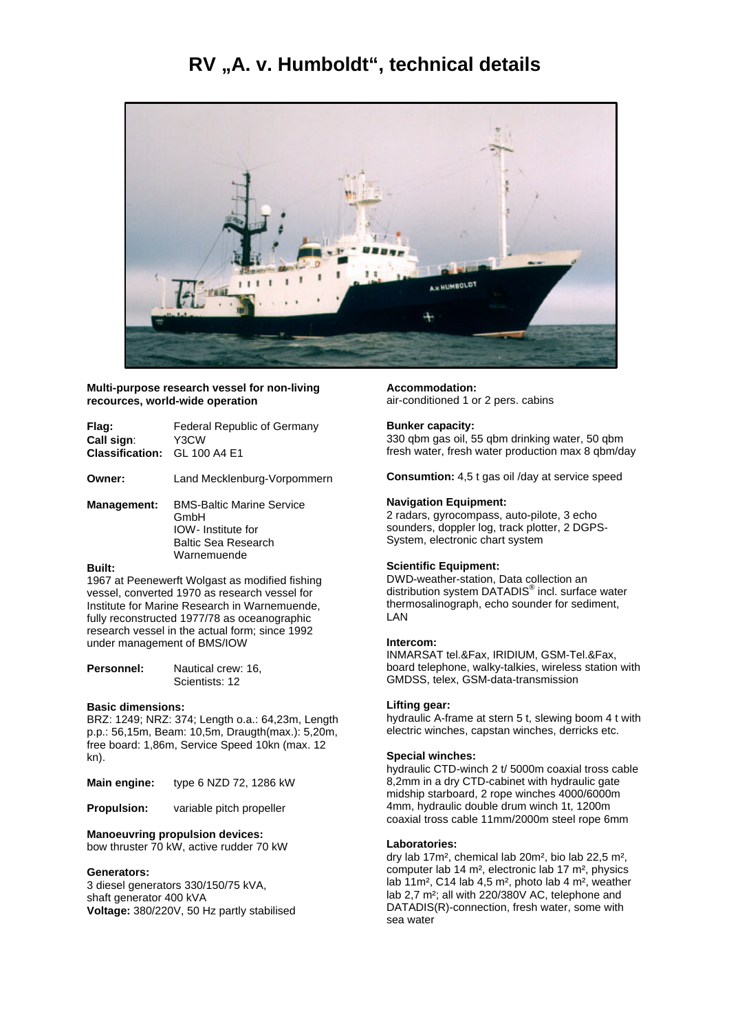# RV „A. v. Humboldt“, technical details

**Multi-purpose research vessel for non-living recources, world-wide operation**

**Flag:** Federal Republic of Germany
**Call sign**: Y3CW
**Classification:** GL 100 A4 E1

**Owner:** Land Mecklenburg-Vorpommern

**Management:** BMS-Baltic Marine Service GmbH
IOW- Institute for Baltic Sea Research Warnemuende

**Built:**
1967 at Peenewerft Wolgast as modified fishing vessel, converted 1970 as research vessel for Institute for Marine Research in Warnemuende, fully reconstructed 1977/78 as oceanographic research vessel in the actual form; since 1992 under management of BMS/IOW

**Personnel:** Nautical crew: 16,
Scientists: 12

**Basic dimensions:**
BRZ: 1249; NRZ: 374; Length o.a.: 64,23m, Length p.p.: 56,15m, Beam: 10,5m, Draugth(max.): 5,20m, free board: 1,86m, Service Speed 10kn (max. 12 kn).

**Main engine:** type 6 NZD 72, 1286 kW

**Propulsion:** variable pitch propeller

**Manoeuvring propulsion devices:**
bow thruster 70 kW, active rudder 70 kW

**Generators:**
3 diesel generators 330/150/75 kVA,
shaft generator 400 kVA
**Voltage:** 380/220V, 50 Hz partly stabilised

**Accommodation:**
air-conditioned 1 or 2 pers. cabins

**Bunker capacity:**
330 qbm gas oil, 55 qbm drinking water, 50 qbm fresh water, fresh water production max 8 qbm/day

**Consumtion:** 4,5 t gas oil /day at service speed

**Navigation Equipment:**
2 radars, gyrocompass, auto-pilote, 3 echo sounders, doppler log, track plotter, 2 DGPS-System, electronic chart system

**Scientific Equipment:**
DWD-weather-station, Data collection an distribution system DATADIS® incl. surface water thermosalinograph, echo sounder for sediment, LAN

**Intercom:**
INMARSAT tel.&Fax, IRIDIUM, GSM-Tel.&Fax, board telephone, walky-talkies, wireless station with GMDSS, telex, GSM-data-transmission

**Lifting gear:**
hydraulic A-frame at stern 5 t, slewing boom 4 t with electric winches, capstan winches, derricks etc.

**Special winches:**
hydraulic CTD-winch 2 t/ 5000m coaxial tross cable 8,2mm in a dry CTD-cabinet with hydraulic gate midship starboard, 2 rope winches 4000/6000m 4mm, hydraulic double drum winch 1t, 1200m coaxial tross cable 11mm/2000m steel rope 6mm

**Laboratories:**
dry lab 17m², chemical lab 20m², bio lab 22,5 m², computer lab 14 m², electronic lab 17 m², physics lab 11m², C14 lab 4,5 m², photo lab 4 m², weather lab 2,7 m²; all with 220/380V AC, telephone and DATADIS(R)-connection, fresh water, some with sea water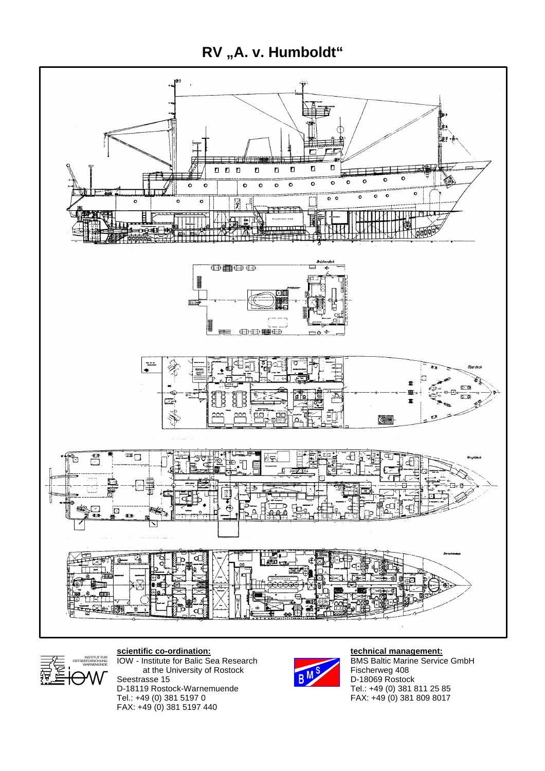# RV „A. v. Humboldt“

Brückendeck

Oberdeck

Hauptdeck

Zwischendeck

**scientific co-ordination:**

IOW - Institute for Balic Sea Research
at the University of Rostock
Seestrasse 15
D-18119 Rostock-Warnemuende
Tel.: +49 (0) 381 5197 0
FAX: +49 (0) 381 5197 440

**technical management:**

BMS Baltic Marine Service GmbH
Fischerweg 408
D-18069 Rostock
Tel.: +49 (0) 381 811 25 85
FAX: +49 (0) 381 809 8017